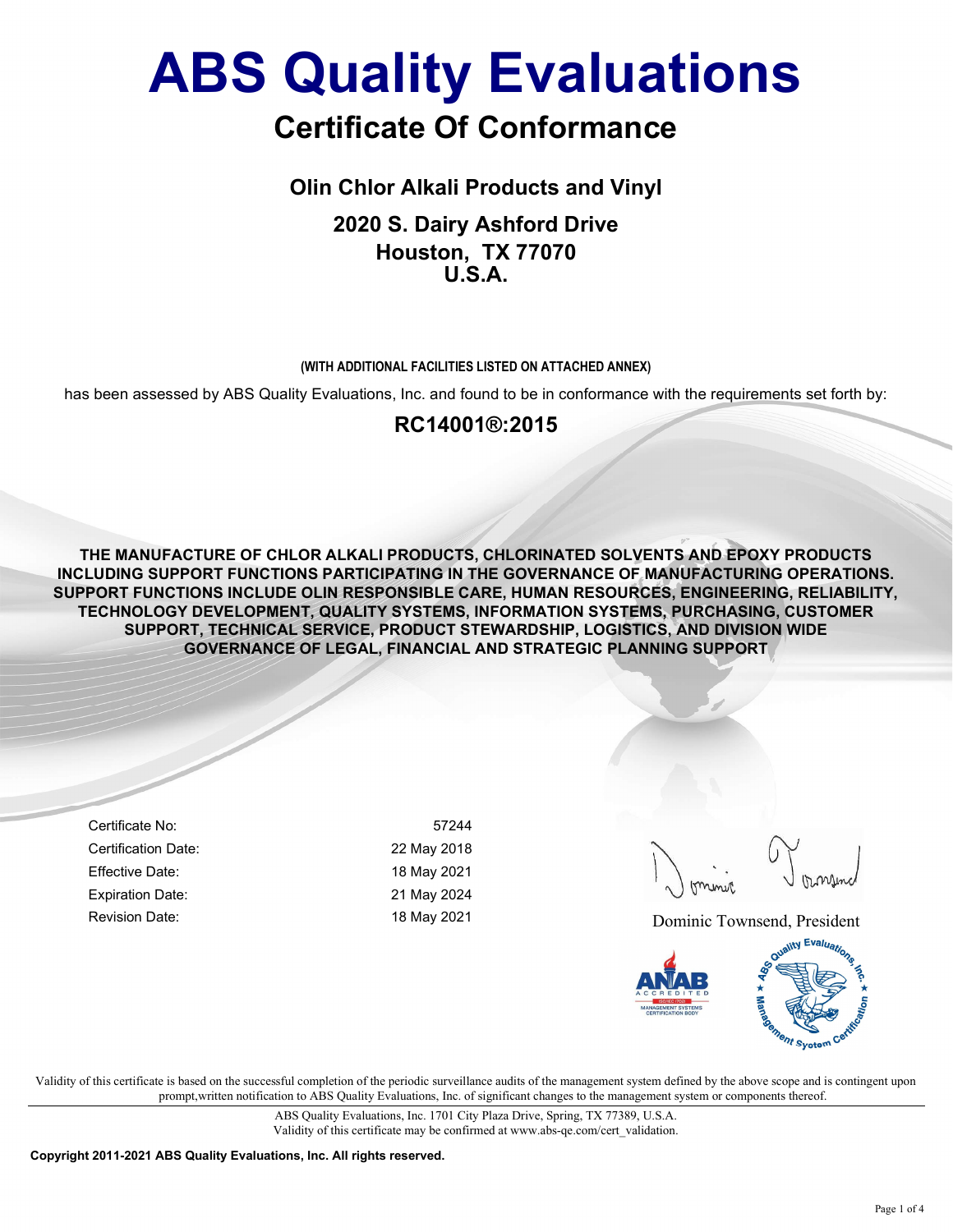# ABS Quality Evaluations

## Certificate Of Conformance

### Olin Chlor Alkali Products and Vinyl

**2020 S. Dairy Ashford Drive**
**Houston, TX 77070**
**U.S.A.**

**(WITH ADDITIONAL FACILITIES LISTED ON ATTACHED ANNEX)**

has been assessed by ABS Quality Evaluations, Inc. and found to be in conformance with the requirements set forth by:

### RC14001®:2015

**THE MANUFACTURE OF CHLOR ALKALI PRODUCTS, CHLORINATED SOLVENTS AND EPOXY PRODUCTS INCLUDING SUPPORT FUNCTIONS PARTICIPATING IN THE GOVERNANCE OF MANUFACTURING OPERATIONS. SUPPORT FUNCTIONS INCLUDE OLIN RESPONSIBLE CARE, HUMAN RESOURCES, ENGINEERING, RELIABILITY, TECHNOLOGY DEVELOPMENT, QUALITY SYSTEMS, INFORMATION SYSTEMS, PURCHASING, CUSTOMER SUPPORT, TECHNICAL SERVICE, PRODUCT STEWARDSHIP, LOGISTICS, AND DIVISION WIDE GOVERNANCE OF LEGAL, FINANCIAL AND STRATEGIC PLANNING SUPPORT**

| | |
|---|---|
| Certificate No: | 57244 |
| Certification Date: | 22 May 2018 |
| Effective Date: | 18 May 2021 |
| Expiration Date: | 21 May 2024 |
| Revision Date: | 18 May 2021 |

Dominic Townsend, President

Validity of this certificate is based on the successful completion of the periodic surveillance audits of the management system defined by the above scope and is contingent upon prompt,written notification to ABS Quality Evaluations, Inc. of significant changes to the management system or components thereof.

ABS Quality Evaluations, Inc. 1701 City Plaza Drive, Spring, TX 77389, U.S.A.
Validity of this certificate may be confirmed at www.abs-qe.com/cert_validation.

**Copyright 2011-2021 ABS Quality Evaluations, Inc. All rights reserved.**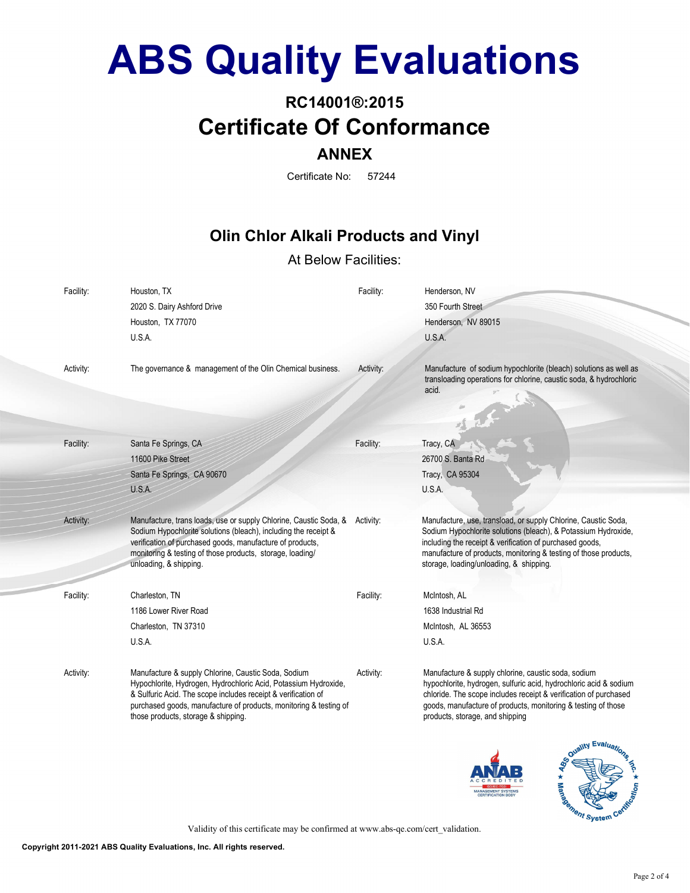# ABS Quality Evaluations

## RC14001®:2015

## Certificate Of Conformance

### ANNEX

Certificate No: 57244

## Olin Chlor Alkali Products and Vinyl

At Below Facilities:

**Facility:** Houston, TX
2020 S. Dairy Ashford Drive
Houston, TX 77070
U.S.A.

**Activity:** The governance & management of the Olin Chemical business.

**Facility:** Henderson, NV
350 Fourth Street
Henderson, NV 89015
U.S.A.

**Activity:** Manufacture of sodium hypochlorite (bleach) solutions as well as transloading operations for chlorine, caustic soda, & hydrochloric acid.

**Facility:** Santa Fe Springs, CA
11600 Pike Street
Santa Fe Springs, CA 90670
U.S.A.

**Activity:** Manufacture, trans loads, use or supply Chlorine, Caustic Soda, & Sodium Hypochlorite solutions (bleach), including the receipt & verification of purchased goods, manufacture of products, monitoring & testing of those products, storage, loading/ unloading, & shipping.

**Facility:** Tracy, CA
26700 S. Banta Rd
Tracy, CA 95304
U.S.A.

**Activity:** Manufacture, use, transload, or supply Chlorine, Caustic Soda, Sodium Hypochlorite solutions (bleach), & Potassium Hydroxide, including the receipt & verification of purchased goods, manufacture of products, monitoring & testing of those products, storage, loading/unloading, & shipping.

**Facility:** Charleston, TN
1186 Lower River Road
Charleston, TN 37310
U.S.A.

**Activity:** Manufacture & supply Chlorine, Caustic Soda, Sodium Hypochlorite, Hydrogen, Hydrochloric Acid, Potassium Hydroxide, & Sulfuric Acid. The scope includes receipt & verification of purchased goods, manufacture of products, monitoring & testing of those products, storage & shipping.

**Facility:** McIntosh, AL
1638 Industrial Rd
McIntosh, AL 36553
U.S.A.

**Activity:** Manufacture & supply chlorine, caustic soda, sodium hypochlorite, hydrogen, sulfuric acid, hydrochloric acid & sodium chloride. The scope includes receipt & verification of purchased goods, manufacture of products, monitoring & testing of those products, storage, and shipping

Validity of this certificate may be confirmed at www.abs-qe.com/cert_validation.

**Copyright 2011-2021 ABS Quality Evaluations, Inc. All rights reserved.**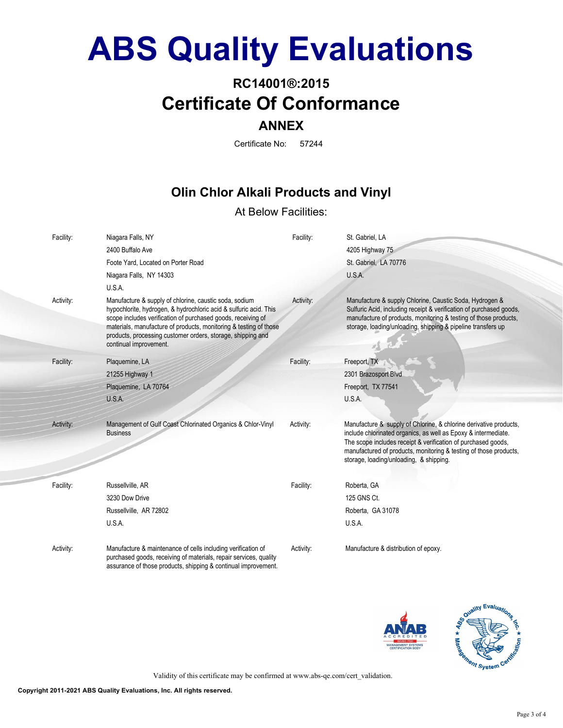# ABS Quality Evaluations

## RC14001®:2015

## Certificate Of Conformance

### ANNEX

Certificate No: 57244

## Olin Chlor Alkali Products and Vinyl

At Below Facilities:

| | | | |
|---|---|---|---|
| Facility: | Niagara Falls, NY<br>2400 Buffalo Ave<br>Foote Yard, Located on Porter Road<br>Niagara Falls, NY 14303<br>U.S.A. | Facility: | St. Gabriel, LA<br>4205 Highway 75<br>St. Gabriel, LA 70776<br>U.S.A. |
| Activity: | Manufacture & supply of chlorine, caustic soda, sodium hypochlorite, hydrogen, & hydrochloric acid & sulfuric acid. This scope includes verification of purchased goods, receiving of materials, manufacture of products, monitoring & testing of those products, processing customer orders, storage, shipping and continual improvement. | Activity: | Manufacture & supply Chlorine, Caustic Soda, Hydrogen & Sulfuric Acid, including receipt & verification of purchased goods, manufacture of products, monitoring & testing of those products, storage, loading/unloading, shipping & pipeline transfers up |
| Facility: | Plaquemine, LA<br>21255 Highway 1<br>Plaquemine, LA 70764<br>U.S.A. | Facility: | Freeport, TX<br>2301 Brazosport Blvd<br>Freeport, TX 77541<br>U.S.A. |
| Activity: | Management of Gulf Coast Chlorinated Organics & Chlor-Vinyl Business | Activity: | Manufacture & supply of Chlorine, & chlorine derivative products, include chlorinated organics, as well as Epoxy & intermediate. The scope includes receipt & verification of purchased goods, manufactured of products, monitoring & testing of those products, storage, loading/unloading, & shipping. |
| Facility: | Russellville, AR<br>3230 Dow Drive<br>Russellville, AR 72802<br>U.S.A. | Facility: | Roberta, GA<br>125 GNS Ct.<br>Roberta, GA 31078<br>U.S.A. |
| Activity: | Manufacture & maintenance of cells including verification of purchased goods, receiving of materials, repair services, quality assurance of those products, shipping & continual improvement. | Activity: | Manufacture & distribution of epoxy. |

Validity of this certificate may be confirmed at www.abs-qe.com/cert_validation.

**Copyright 2011-2021 ABS Quality Evaluations, Inc. All rights reserved.**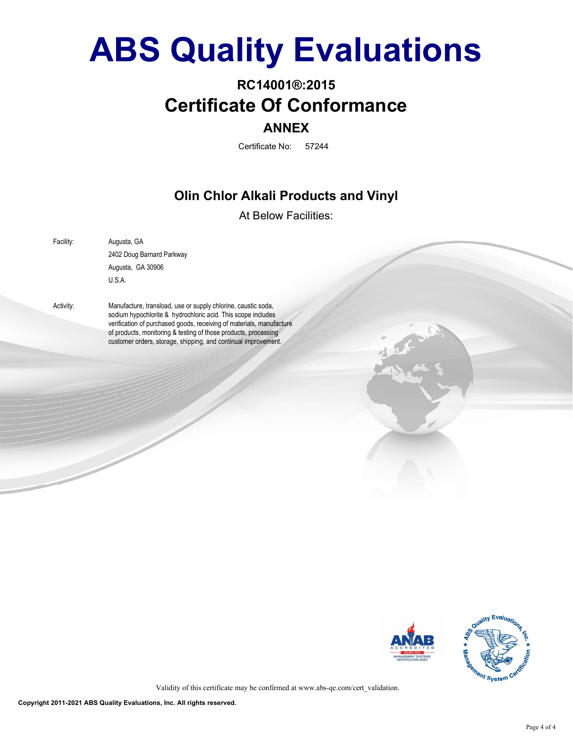# ABS Quality Evaluations

## RC14001®:2015

## Certificate Of Conformance

### ANNEX

Certificate No: 57244

## Olin Chlor Alkali Products and Vinyl

At Below Facilities:

Facility: Augusta, GA
2402 Doug Barnard Parkway
Augusta, GA 30906
U.S.A.

Activity: Manufacture, transload, use or supply chlorine, caustic soda, sodium hypochlorite & hydrochloric acid. This scope includes verification of purchased goods, receiving of materials, manufacture of products, monitoring & testing of those products, processing customer orders, storage, shipping, and continual improvement.

Validity of this certificate may be confirmed at www.abs-qe.com/cert_validation.

**Copyright 2011-2021 ABS Quality Evaluations, Inc. All rights reserved.**